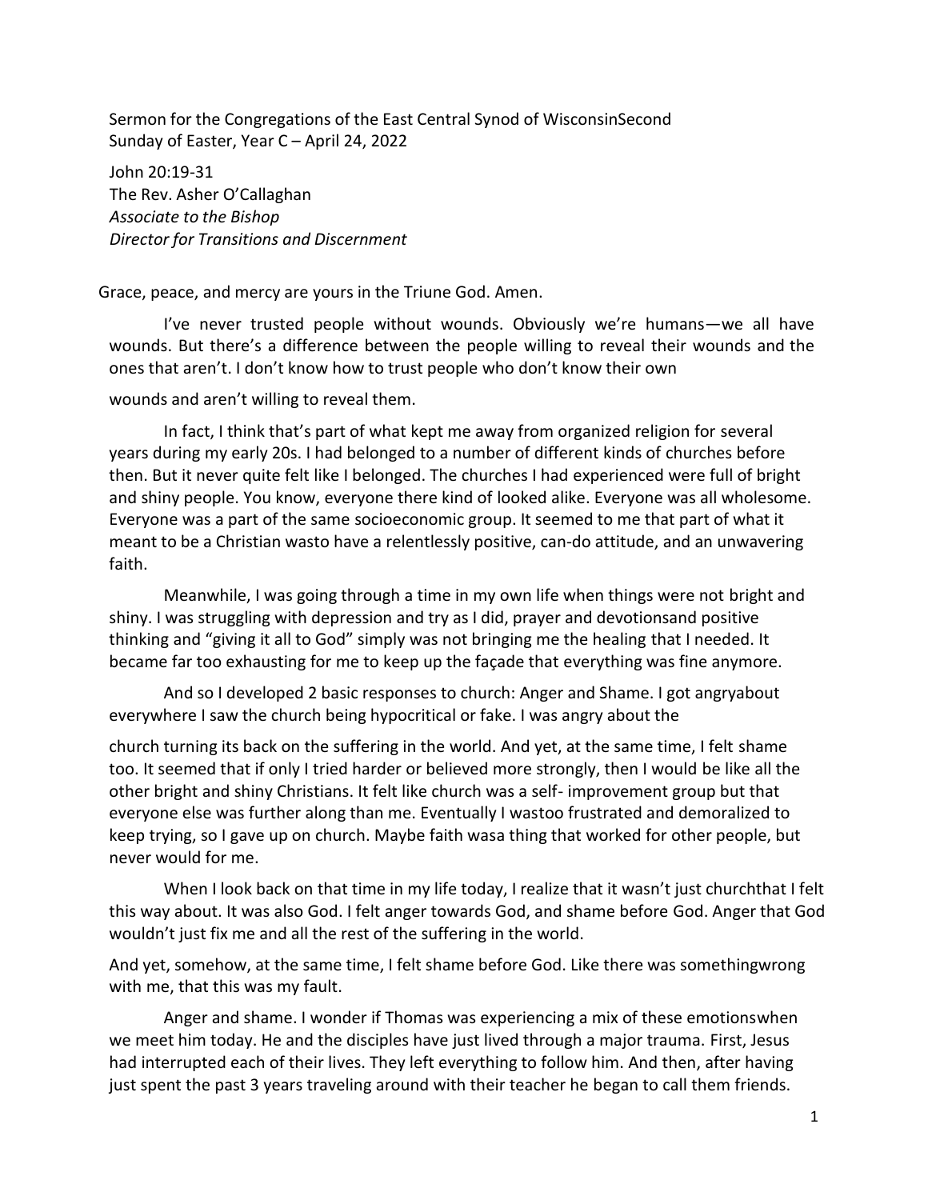Sermon for the Congregations of the East Central Synod of WisconsinSecond Sunday of Easter, Year C – April 24, 2022

John 20:19-31
The Rev. Asher O'Callaghan
*Associate to the Bishop*
*Director for Transitions and Discernment*

Grace, peace, and mercy are yours in the Triune God. Amen.

I've never trusted people without wounds. Obviously we're humans—we all have wounds. But there's a difference between the people willing to reveal their wounds and the ones that aren't. I don't know how to trust people who don't know their own wounds and aren't willing to reveal them.

In fact, I think that's part of what kept me away from organized religion for several years during my early 20s. I had belonged to a number of different kinds of churches before then. But it never quite felt like I belonged. The churches I had experienced were full of bright and shiny people. You know, everyone there kind of looked alike. Everyone was all wholesome. Everyone was a part of the same socioeconomic group. It seemed to me that part of what it meant to be a Christian wasto have a relentlessly positive, can-do attitude, and an unwavering faith.

Meanwhile, I was going through a time in my own life when things were not bright and shiny. I was struggling with depression and try as I did, prayer and devotionsand positive thinking and "giving it all to God" simply was not bringing me the healing that I needed. It became far too exhausting for me to keep up the façade that everything was fine anymore.

And so I developed 2 basic responses to church: Anger and Shame. I got angryabout everywhere I saw the church being hypocritical or fake. I was angry about the church turning its back on the suffering in the world. And yet, at the same time, I felt shame too. It seemed that if only I tried harder or believed more strongly, then I would be like all the other bright and shiny Christians. It felt like church was a self- improvement group but that everyone else was further along than me. Eventually I wastoo frustrated and demoralized to keep trying, so I gave up on church. Maybe faith wasa thing that worked for other people, but never would for me.

When I look back on that time in my life today, I realize that it wasn't just churchthat I felt this way about. It was also God. I felt anger towards God, and shame before God. Anger that God wouldn't just fix me and all the rest of the suffering in the world.

And yet, somehow, at the same time, I felt shame before God. Like there was somethingwrong with me, that this was my fault.

Anger and shame. I wonder if Thomas was experiencing a mix of these emotionswhen we meet him today. He and the disciples have just lived through a major trauma. First, Jesus had interrupted each of their lives. They left everything to follow him. And then, after having just spent the past 3 years traveling around with their teacher he began to call them friends.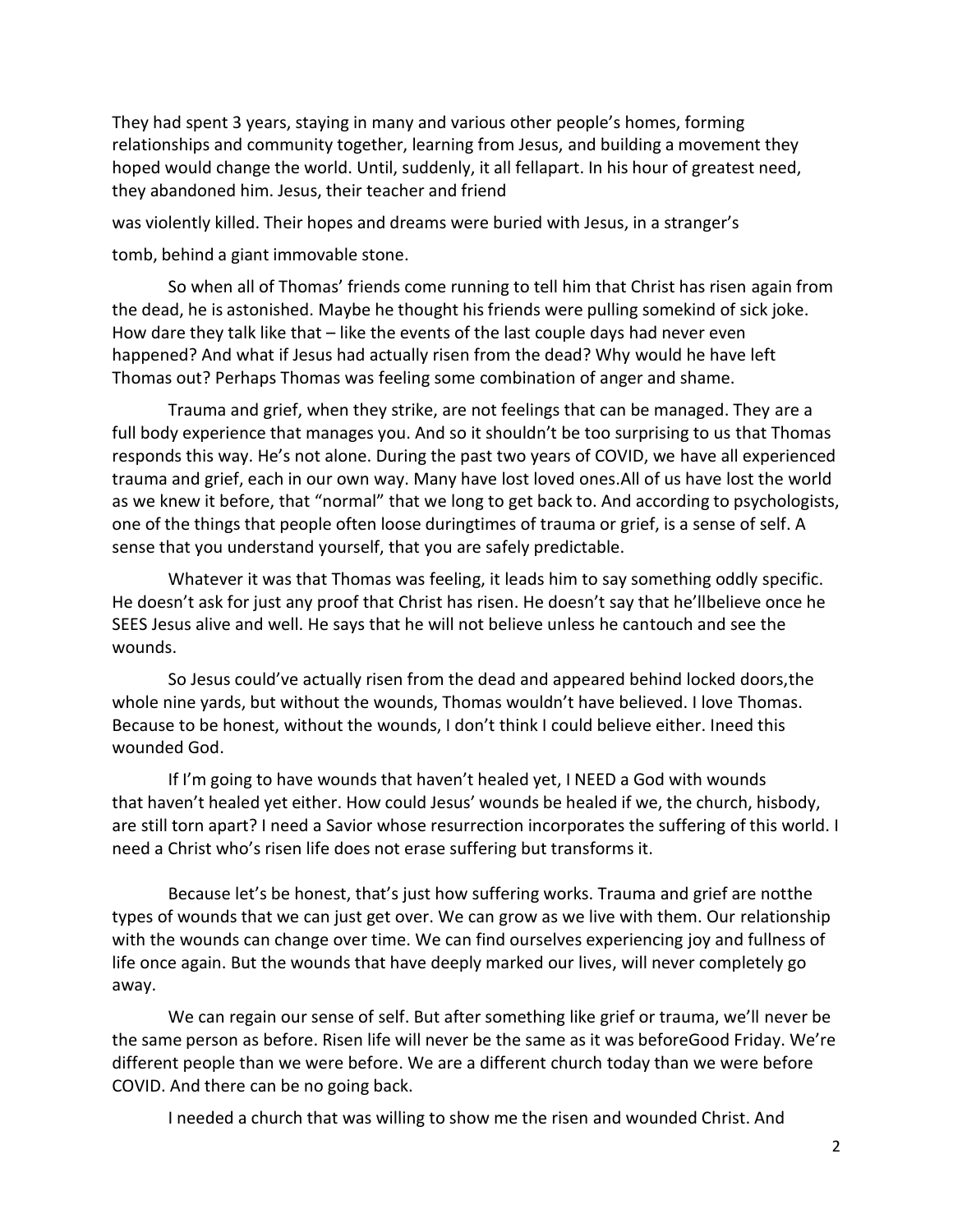They had spent 3 years, staying in many and various other people's homes, forming relationships and community together, learning from Jesus, and building a movement they hoped would change the world. Until, suddenly, it all fellapart. In his hour of greatest need, they abandoned him. Jesus, their teacher and friend was violently killed. Their hopes and dreams were buried with Jesus, in a stranger's tomb, behind a giant immovable stone.

So when all of Thomas' friends come running to tell him that Christ has risen again from the dead, he is astonished. Maybe he thought his friends were pulling somekind of sick joke. How dare they talk like that – like the events of the last couple days had never even happened? And what if Jesus had actually risen from the dead? Why would he have left Thomas out? Perhaps Thomas was feeling some combination of anger and shame.

Trauma and grief, when they strike, are not feelings that can be managed. They are a full body experience that manages you. And so it shouldn't be too surprising to us that Thomas responds this way. He's not alone. During the past two years of COVID, we have all experienced trauma and grief, each in our own way. Many have lost loved ones.All of us have lost the world as we knew it before, that "normal" that we long to get back to. And according to psychologists, one of the things that people often loose duringtimes of trauma or grief, is a sense of self. A sense that you understand yourself, that you are safely predictable.

Whatever it was that Thomas was feeling, it leads him to say something oddly specific. He doesn't ask for just any proof that Christ has risen. He doesn't say that he'llbelieve once he SEES Jesus alive and well. He says that he will not believe unless he cantouch and see the wounds.

So Jesus could've actually risen from the dead and appeared behind locked doors,the whole nine yards, but without the wounds, Thomas wouldn't have believed. I love Thomas. Because to be honest, without the wounds, I don't think I could believe either. Ineed this wounded God.

If I'm going to have wounds that haven't healed yet, I NEED a God with wounds that haven't healed yet either. How could Jesus' wounds be healed if we, the church, hisbody, are still torn apart? I need a Savior whose resurrection incorporates the suffering of this world. I need a Christ who's risen life does not erase suffering but transforms it.

Because let's be honest, that's just how suffering works. Trauma and grief are notthe types of wounds that we can just get over. We can grow as we live with them. Our relationship with the wounds can change over time. We can find ourselves experiencing joy and fullness of life once again. But the wounds that have deeply marked our lives, will never completely go away.

We can regain our sense of self. But after something like grief or trauma, we'll never be the same person as before. Risen life will never be the same as it was beforeGood Friday. We're different people than we were before. We are a different church today than we were before COVID. And there can be no going back.

I needed a church that was willing to show me the risen and wounded Christ. And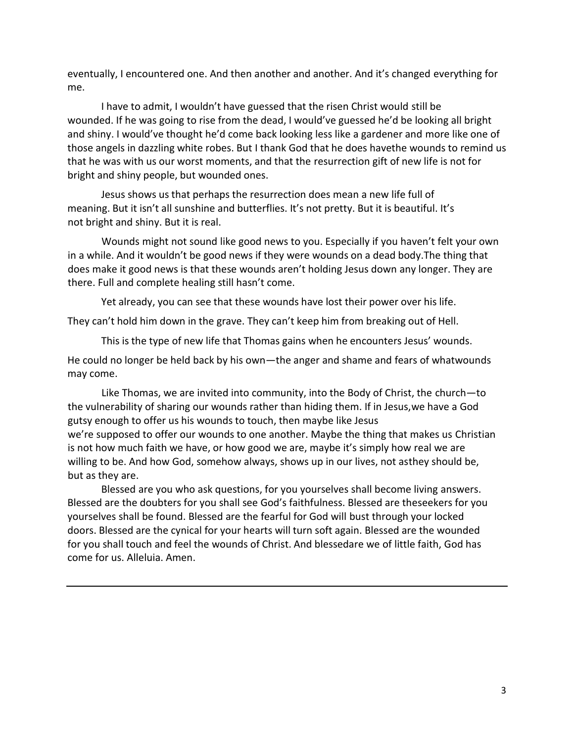eventually, I encountered one. And then another and another. And it's changed everything for me.

I have to admit, I wouldn't have guessed that the risen Christ would still be wounded. If he was going to rise from the dead, I would've guessed he'd be looking all bright and shiny. I would've thought he'd come back looking less like a gardener and more like one of those angels in dazzling white robes. But I thank God that he does havethe wounds to remind us that he was with us our worst moments, and that the resurrection gift of new life is not for bright and shiny people, but wounded ones.

Jesus shows us that perhaps the resurrection does mean a new life full of meaning. But it isn't all sunshine and butterflies. It's not pretty. But it is beautiful. It's not bright and shiny. But it is real.

Wounds might not sound like good news to you. Especially if you haven't felt your own in a while. And it wouldn't be good news if they were wounds on a dead body.The thing that does make it good news is that these wounds aren't holding Jesus down any longer. They are there. Full and complete healing still hasn't come.

Yet already, you can see that these wounds have lost their power over his life.

They can't hold him down in the grave. They can't keep him from breaking out of Hell.

This is the type of new life that Thomas gains when he encounters Jesus' wounds.

He could no longer be held back by his own—the anger and shame and fears of whatwounds may come.

Like Thomas, we are invited into community, into the Body of Christ, the church—to the vulnerability of sharing our wounds rather than hiding them. If in Jesus,we have a God gutsy enough to offer us his wounds to touch, then maybe like Jesus we're supposed to offer our wounds to one another. Maybe the thing that makes us Christian is not how much faith we have, or how good we are, maybe it's simply how real we are willing to be. And how God, somehow always, shows up in our lives, not asthey should be, but as they are.

Blessed are you who ask questions, for you yourselves shall become living answers. Blessed are the doubters for you shall see God's faithfulness. Blessed are theseekers for you yourselves shall be found. Blessed are the fearful for God will bust through your locked doors. Blessed are the cynical for your hearts will turn soft again. Blessed are the wounded for you shall touch and feel the wounds of Christ. And blessedare we of little faith, God has come for us. Alleluia. Amen.

---